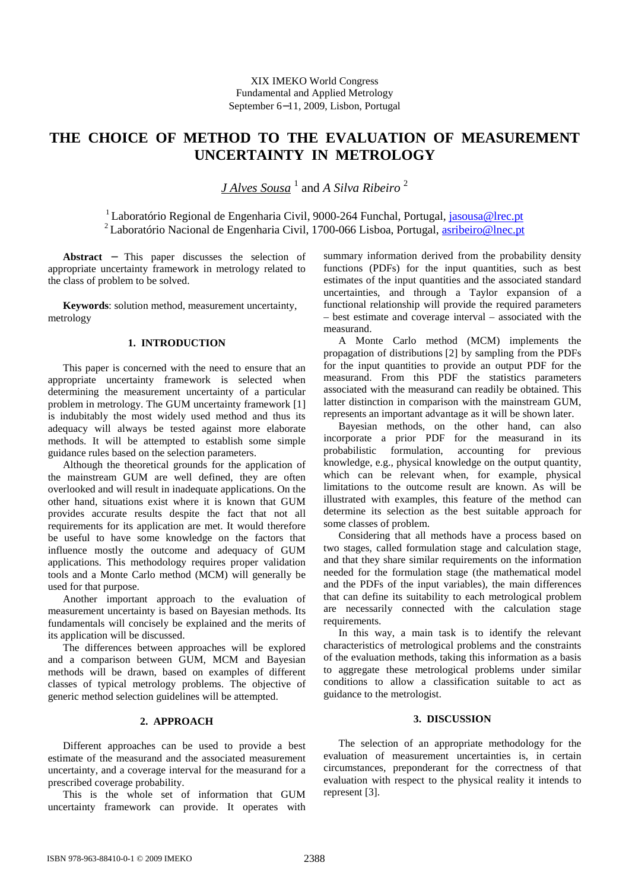XIX IMEKO World Congress
Fundamental and Applied Metrology
September 6−11, 2009, Lisbon, Portugal

# THE CHOICE OF METHOD TO THE EVALUATION OF MEASUREMENT UNCERTAINTY IN METROLOGY

*J Alves Sousa* [1] and *A Silva Ribeiro* [2]

[1] Laboratório Regional de Engenharia Civil, 9000-264 Funchal, Portugal, jasousa@lrec.pt
[2] Laboratório Nacional de Engenharia Civil, 1700-066 Lisboa, Portugal, asribeiro@lnec.pt

**Abstract** − This paper discusses the selection of appropriate uncertainty framework in metrology related to the class of problem to be solved.

**Keywords**: solution method, measurement uncertainty, metrology

## 1. INTRODUCTION

This paper is concerned with the need to ensure that an appropriate uncertainty framework is selected when determining the measurement uncertainty of a particular problem in metrology. The GUM uncertainty framework [1] is indubitably the most widely used method and thus its adequacy will always be tested against more elaborate methods. It will be attempted to establish some simple guidance rules based on the selection parameters.

Although the theoretical grounds for the application of the mainstream GUM are well defined, they are often overlooked and will result in inadequate applications. On the other hand, situations exist where it is known that GUM provides accurate results despite the fact that not all requirements for its application are met. It would therefore be useful to have some knowledge on the factors that influence mostly the outcome and adequacy of GUM applications. This methodology requires proper validation tools and a Monte Carlo method (MCM) will generally be used for that purpose.

Another important approach to the evaluation of measurement uncertainty is based on Bayesian methods. Its fundamentals will concisely be explained and the merits of its application will be discussed.

The differences between approaches will be explored and a comparison between GUM, MCM and Bayesian methods will be drawn, based on examples of different classes of typical metrology problems. The objective of generic method selection guidelines will be attempted.

## 2. APPROACH

Different approaches can be used to provide a best estimate of the measurand and the associated measurement uncertainty, and a coverage interval for the measurand for a prescribed coverage probability.

This is the whole set of information that GUM uncertainty framework can provide. It operates with summary information derived from the probability density functions (PDFs) for the input quantities, such as best estimates of the input quantities and the associated standard uncertainties, and through a Taylor expansion of a functional relationship will provide the required parameters – best estimate and coverage interval – associated with the measurand.

A Monte Carlo method (MCM) implements the propagation of distributions [2] by sampling from the PDFs for the input quantities to provide an output PDF for the measurand. From this PDF the statistics parameters associated with the measurand can readily be obtained. This latter distinction in comparison with the mainstream GUM, represents an important advantage as it will be shown later.

Bayesian methods, on the other hand, can also incorporate a prior PDF for the measurand in its probabilistic formulation, accounting for previous knowledge, e.g., physical knowledge on the output quantity, which can be relevant when, for example, physical limitations to the outcome result are known. As will be illustrated with examples, this feature of the method can determine its selection as the best suitable approach for some classes of problem.

Considering that all methods have a process based on two stages, called formulation stage and calculation stage, and that they share similar requirements on the information needed for the formulation stage (the mathematical model and the PDFs of the input variables), the main differences that can define its suitability to each metrological problem are necessarily connected with the calculation stage requirements.

In this way, a main task is to identify the relevant characteristics of metrological problems and the constraints of the evaluation methods, taking this information as a basis to aggregate these metrological problems under similar conditions to allow a classification suitable to act as guidance to the metrologist.

## 3. DISCUSSION

The selection of an appropriate methodology for the evaluation of measurement uncertainties is, in certain circumstances, preponderant for the correctness of that evaluation with respect to the physical reality it intends to represent [3].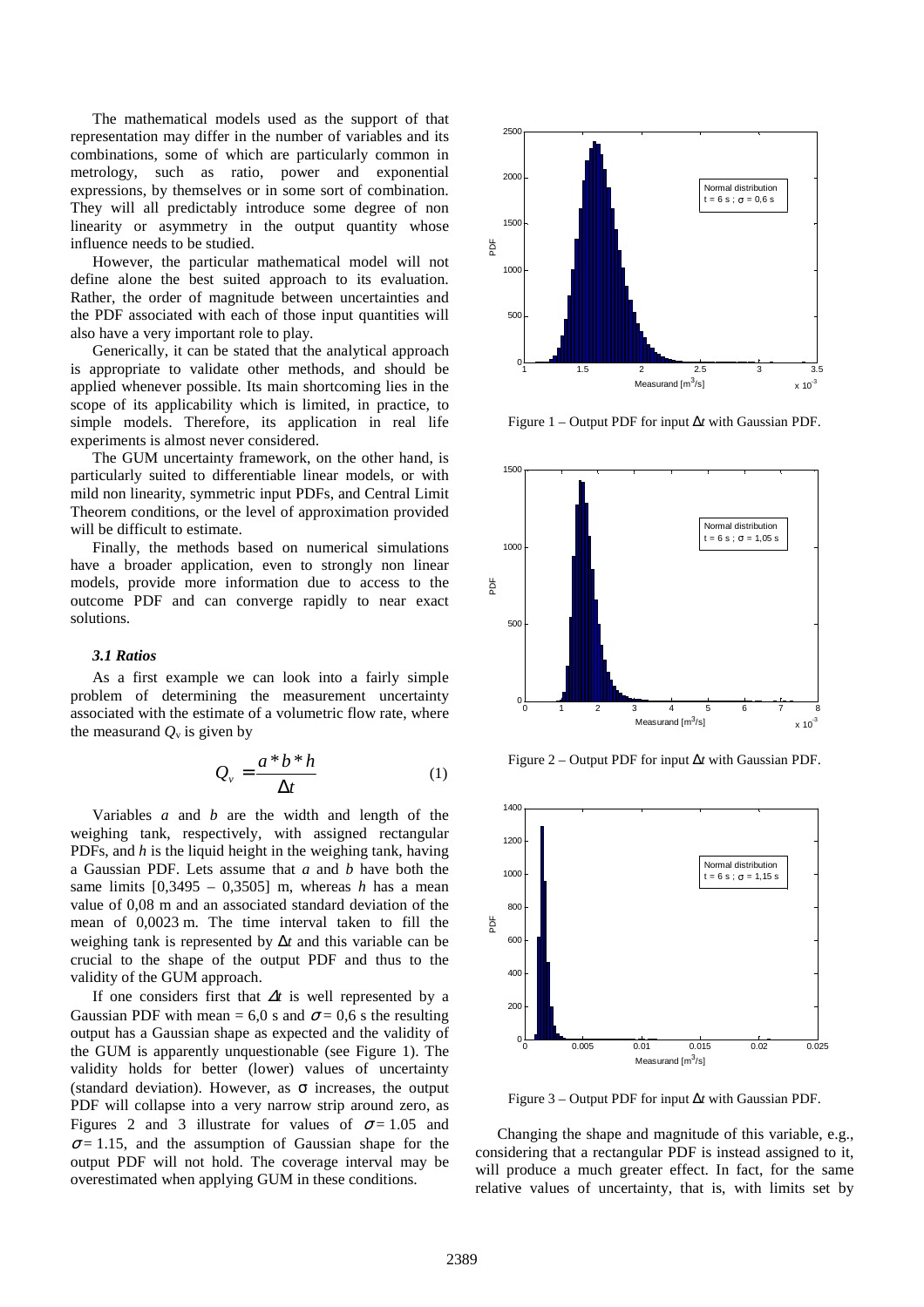The mathematical models used as the support of that representation may differ in the number of variables and its combinations, some of which are particularly common in metrology, such as ratio, power and exponential expressions, by themselves or in some sort of combination. They will all predictably introduce some degree of non linearity or asymmetry in the output quantity whose influence needs to be studied.

However, the particular mathematical model will not define alone the best suited approach to its evaluation. Rather, the order of magnitude between uncertainties and the PDF associated with each of those input quantities will also have a very important role to play.

Generically, it can be stated that the analytical approach is appropriate to validate other methods, and should be applied whenever possible. Its main shortcoming lies in the scope of its applicability which is limited, in practice, to simple models. Therefore, its application in real life experiments is almost never considered.

The GUM uncertainty framework, on the other hand, is particularly suited to differentiable linear models, or with mild non linearity, symmetric input PDFs, and Central Limit Theorem conditions, or the level of approximation provided will be difficult to estimate.

Finally, the methods based on numerical simulations have a broader application, even to strongly non linear models, provide more information due to access to the outcome PDF and can converge rapidly to near exact solutions.

### *3.1 Ratios*

As a first example we can look into a fairly simple problem of determining the measurement uncertainty associated with the estimate of a volumetric flow rate, where the measurand $Q_v$ is given by

$$Q_v = \frac{a * b * h}{\Delta t} \qquad (1)$$

Variables *a* and *b* are the width and length of the weighing tank, respectively, with assigned rectangular PDFs, and *h* is the liquid height in the weighing tank, having a Gaussian PDF. Lets assume that *a* and *b* have both the same limits [0,3495 – 0,3505] m, whereas *h* has a mean value of 0,08 m and an associated standard deviation of the mean of 0,0023 m. The time interval taken to fill the weighing tank is represented by $\Delta t$ and this variable can be crucial to the shape of the output PDF and thus to the validity of the GUM approach.

If one considers first that $\Delta t$ is well represented by a Gaussian PDF with mean = 6,0 s and $\sigma$ = 0,6 s the resulting output has a Gaussian shape as expected and the validity of the GUM is apparently unquestionable (see Figure 1). The validity holds for better (lower) values of uncertainty (standard deviation). However, as $\sigma$ increases, the output PDF will collapse into a very narrow strip around zero, as Figures 2 and 3 illustrate for values of $\sigma = 1.05$ and $\sigma = 1.15$, and the assumption of Gaussian shape for the output PDF will not hold. The coverage interval may be overestimated when applying GUM in these conditions.

Figure 1 – Output PDF for input $\Delta t$ with Gaussian PDF.

Figure 2 – Output PDF for input $\Delta t$ with Gaussian PDF.

Figure 3 – Output PDF for input $\Delta t$ with Gaussian PDF.

Changing the shape and magnitude of this variable, e.g., considering that a rectangular PDF is instead assigned to it, will produce a much greater effect. In fact, for the same relative values of uncertainty, that is, with limits set by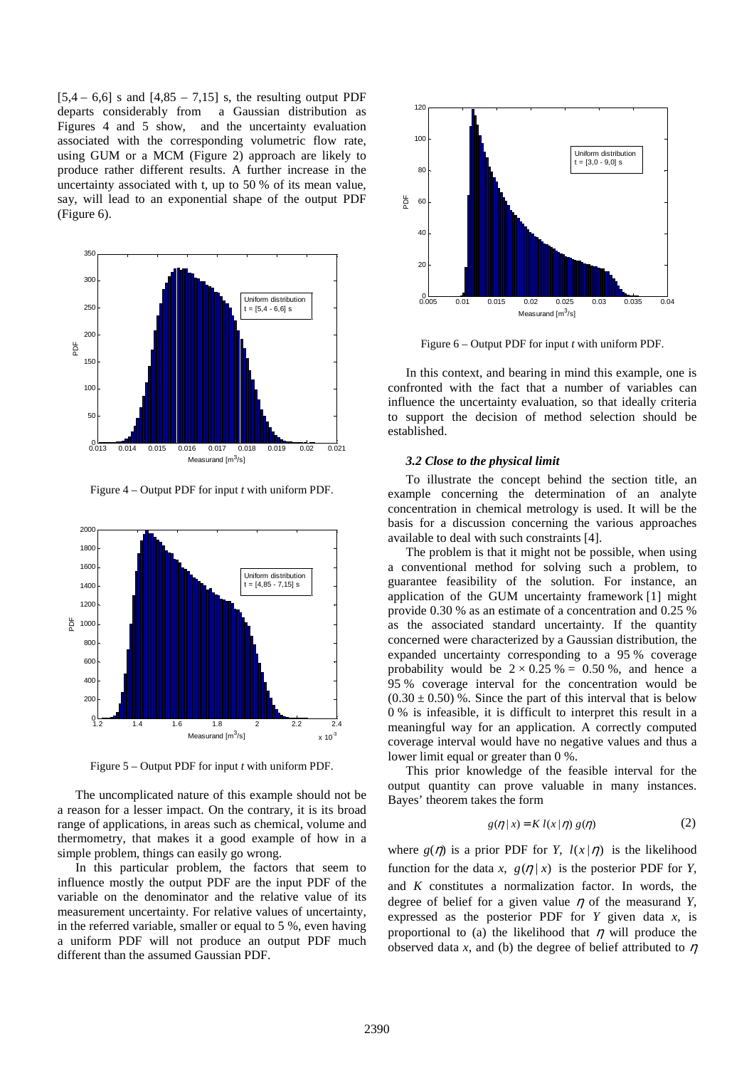[5,4 – 6,6] s and [4,85 – 7,15] s, the resulting output PDF departs considerably from a Gaussian distribution as Figures 4 and 5 show, and the uncertainty evaluation associated with the corresponding volumetric flow rate, using GUM or a MCM (Figure 2) approach are likely to produce rather different results. A further increase in the uncertainty associated with t, up to 50 % of its mean value, say, will lead to an exponential shape of the output PDF (Figure 6).

Figure 4 – Output PDF for input *t* with uniform PDF.

Figure 5 – Output PDF for input *t* with uniform PDF.

The uncomplicated nature of this example should not be a reason for a lesser impact. On the contrary, it is its broad range of applications, in areas such as chemical, volume and thermometry, that makes it a good example of how in a simple problem, things can easily go wrong.

In this particular problem, the factors that seem to influence mostly the output PDF are the input PDF of the variable on the denominator and the relative value of its measurement uncertainty. For relative values of uncertainty, in the referred variable, smaller or equal to 5 %, even having a uniform PDF will not produce an output PDF much different than the assumed Gaussian PDF.

Figure 6 – Output PDF for input *t* with uniform PDF.

In this context, and bearing in mind this example, one is confronted with the fact that a number of variables can influence the uncertainty evaluation, so that ideally criteria to support the decision of method selection should be established.

### *3.2 Close to the physical limit*

To illustrate the concept behind the section title, an example concerning the determination of an analyte concentration in chemical metrology is used. It will be the basis for a discussion concerning the various approaches available to deal with such constraints [4].

The problem is that it might not be possible, when using a conventional method for solving such a problem, to guarantee feasibility of the solution. For instance, an application of the GUM uncertainty framework [1] might provide 0.30 % as an estimate of a concentration and 0.25 % as the associated standard uncertainty. If the quantity concerned were characterized by a Gaussian distribution, the expanded uncertainty corresponding to a 95 % coverage probability would be $2 \times 0.25\,\% = 0.50\,\%$, and hence a 95 % coverage interval for the concentration would be $(0.30 \pm 0.50)$ %. Since the part of this interval that is below 0 % is infeasible, it is difficult to interpret this result in a meaningful way for an application. A correctly computed coverage interval would have no negative values and thus a lower limit equal or greater than 0 %.

This prior knowledge of the feasible interval for the output quantity can prove valuable in many instances. Bayes' theorem takes the form

$$g(\eta \mid x) = K\, l(x \mid \eta)\, g(\eta) \qquad (2)$$

where $g(\eta)$ is a prior PDF for *Y*, $l(x \mid \eta)$ is the likelihood function for the data *x*, $g(\eta \mid x)$ is the posterior PDF for *Y*, and *K* constitutes a normalization factor. In words, the degree of belief for a given value $\eta$ of the measurand *Y*, expressed as the posterior PDF for *Y* given data *x*, is proportional to (a) the likelihood that $\eta$ will produce the observed data *x*, and (b) the degree of belief attributed to $\eta$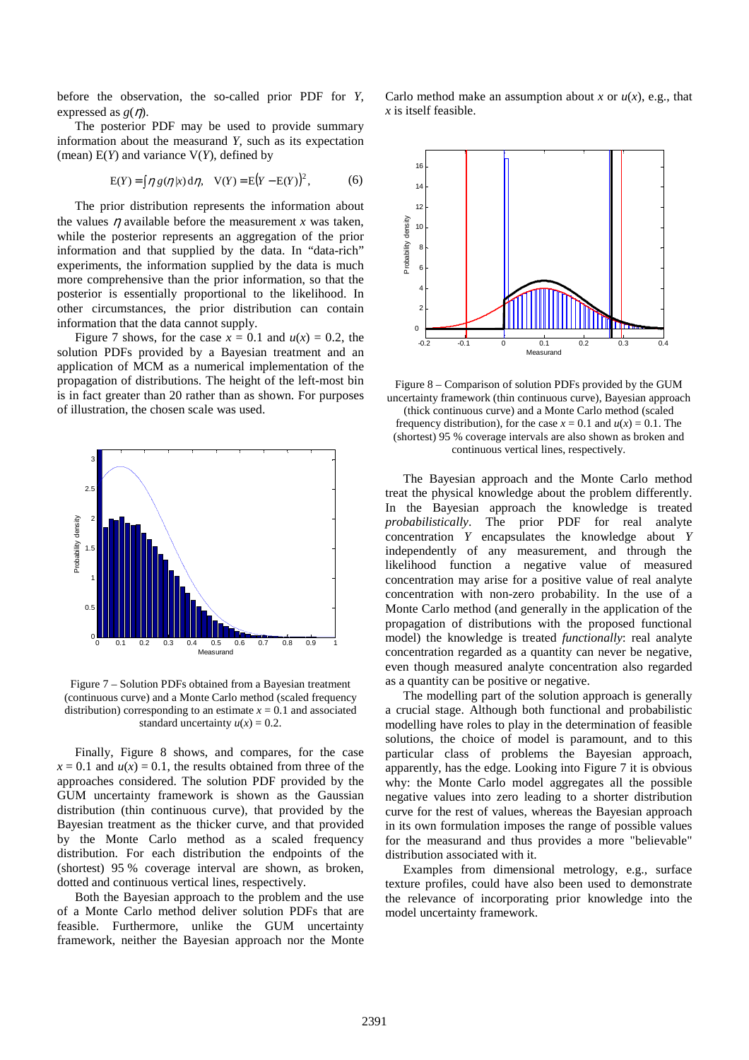before the observation, the so-called prior PDF for *Y*, expressed as $g(\eta)$.

The posterior PDF may be used to provide summary information about the measurand *Y*, such as its expectation (mean) E(*Y*) and variance V(*Y*), defined by

$$\mathrm{E}(Y) = \int \eta \, g(\eta | x) \, \mathrm{d}\eta, \quad \mathrm{V}(Y) = \mathrm{E}\left(Y - \mathrm{E}(Y)\right)^2, \qquad (6)$$

The prior distribution represents the information about the values $\eta$ available before the measurement *x* was taken, while the posterior represents an aggregation of the prior information and that supplied by the data. In "data-rich" experiments, the information supplied by the data is much more comprehensive than the prior information, so that the posterior is essentially proportional to the likelihood. In other circumstances, the prior distribution can contain information that the data cannot supply.

Figure 7 shows, for the case $x = 0.1$ and $u(x) = 0.2$, the solution PDFs provided by a Bayesian treatment and an application of MCM as a numerical implementation of the propagation of distributions. The height of the left-most bin is in fact greater than 20 rather than as shown. For purposes of illustration, the chosen scale was used.

Figure 7 – Solution PDFs obtained from a Bayesian treatment (continuous curve) and a Monte Carlo method (scaled frequency distribution) corresponding to an estimate $x = 0.1$ and associated standard uncertainty $u(x) = 0.2$.

Finally, Figure 8 shows, and compares, for the case $x = 0.1$ and $u(x) = 0.1$, the results obtained from three of the approaches considered. The solution PDF provided by the GUM uncertainty framework is shown as the Gaussian distribution (thin continuous curve), that provided by the Bayesian treatment as the thicker curve, and that provided by the Monte Carlo method as a scaled frequency distribution. For each distribution the endpoints of the (shortest) 95 % coverage interval are shown, as broken, dotted and continuous vertical lines, respectively.

Both the Bayesian approach to the problem and the use of a Monte Carlo method deliver solution PDFs that are feasible. Furthermore, unlike the GUM uncertainty framework, neither the Bayesian approach nor the Monte Carlo method make an assumption about *x* or $u(x)$, e.g., that *x* is itself feasible.

Figure 8 – Comparison of solution PDFs provided by the GUM uncertainty framework (thin continuous curve), Bayesian approach (thick continuous curve) and a Monte Carlo method (scaled frequency distribution), for the case $x = 0.1$ and $u(x) = 0.1$. The (shortest) 95 % coverage intervals are also shown as broken and continuous vertical lines, respectively.

The Bayesian approach and the Monte Carlo method treat the physical knowledge about the problem differently. In the Bayesian approach the knowledge is treated *probabilistically*. The prior PDF for real analyte concentration *Y* encapsulates the knowledge about *Y* independently of any measurement, and through the likelihood function a negative value of measured concentration may arise for a positive value of real analyte concentration with non-zero probability. In the use of a Monte Carlo method (and generally in the application of the propagation of distributions with the proposed functional model) the knowledge is treated *functionally*: real analyte concentration regarded as a quantity can never be negative, even though measured analyte concentration also regarded as a quantity can be positive or negative.

The modelling part of the solution approach is generally a crucial stage. Although both functional and probabilistic modelling have roles to play in the determination of feasible solutions, the choice of model is paramount, and to this particular class of problems the Bayesian approach, apparently, has the edge. Looking into Figure 7 it is obvious why: the Monte Carlo model aggregates all the possible negative values into zero leading to a shorter distribution curve for the rest of values, whereas the Bayesian approach in its own formulation imposes the range of possible values for the measurand and thus provides a more "believable" distribution associated with it.

Examples from dimensional metrology, e.g., surface texture profiles, could have also been used to demonstrate the relevance of incorporating prior knowledge into the model uncertainty framework.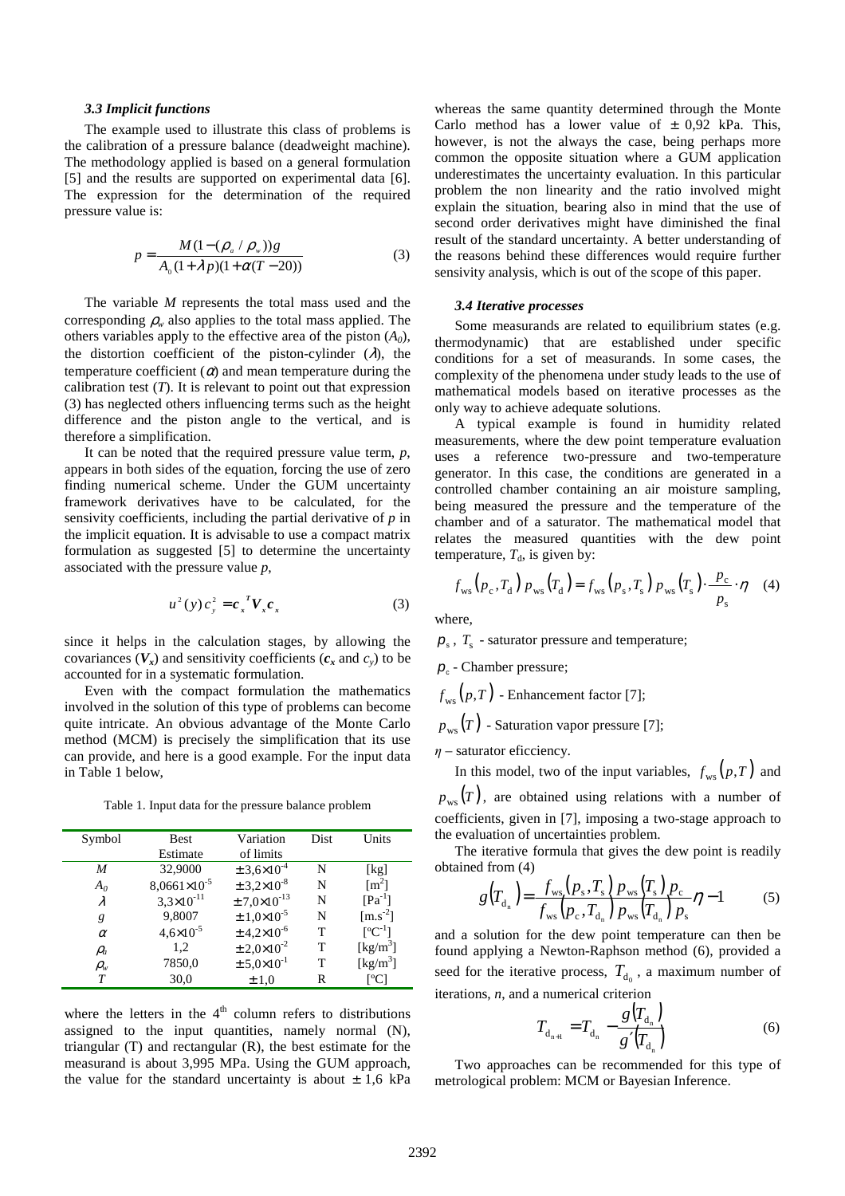### 3.3 Implicit functions

The example used to illustrate this class of problems is the calibration of a pressure balance (deadweight machine). The methodology applied is based on a general formulation [5] and the results are supported on experimental data [6]. The expression for the determination of the required pressure value is:

$$p = \frac{M(1-(\rho_a/\rho_w))g}{A_0(1+\lambda p)(1+\alpha(T-20))} \tag{3}$$

The variable $M$ represents the total mass used and the corresponding $\rho_w$ also applies to the total mass applied. The others variables apply to the effective area of the piston ($A_0$), the distortion coefficient of the piston-cylinder ($\lambda$), the temperature coefficient ($\alpha$) and mean temperature during the calibration test ($T$). It is relevant to point out that expression (3) has neglected others influencing terms such as the height difference and the piston angle to the vertical, and is therefore a simplification.

It can be noted that the required pressure value term, $p$, appears in both sides of the equation, forcing the use of zero finding numerical scheme. Under the GUM uncertainty framework derivatives have to be calculated, for the sensivity coefficients, including the partial derivative of $p$ in the implicit equation. It is advisable to use a compact matrix formulation as suggested [5] to determine the uncertainty associated with the pressure value $p$,

$$u^2(y)\,c_y^2 = \boldsymbol{c}_x^{\,T}\boldsymbol{V}_x\boldsymbol{c}_x \tag{3}$$

since it helps in the calculation stages, by allowing the covariances ($\boldsymbol{V}_x$) and sensitivity coefficients ($\boldsymbol{c}_x$ and $c_y$) to be accounted for in a systematic formulation.

Even with the compact formulation the mathematics involved in the solution of this type of problems can become quite intricate. An obvious advantage of the Monte Carlo method (MCM) is precisely the simplification that its use can provide, and here is a good example. For the input data in Table 1 below,

Table 1. Input data for the pressure balance problem

| Symbol | Best Estimate | Variation of limits | Dist | Units |
|---|---|---|---|---|
| $M$ | 32,9000 | $\pm 3{,}6\times10^{-4}$ | N | [kg] |
| $A_0$ | $8{,}0661\times10^{-5}$ | $\pm 3{,}2\times10^{-8}$ | N | [m$^2$] |
| $\lambda$ | $3{,}3\times10^{-11}$ | $\pm 7{,}0\times10^{-13}$ | N | [Pa$^{-1}$] |
| $g$ | 9,8007 | $\pm 1{,}0\times10^{-5}$ | N | [m.s$^{-2}$] |
| $\alpha$ | $4{,}6\times10^{-5}$ | $\pm 4{,}2\times10^{-6}$ | T | [ºC$^{-1}$] |
| $\rho_a$ | 1,2 | $\pm 2{,}0\times10^{-2}$ | T | [kg/m$^3$] |
| $\rho_w$ | 7850,0 | $\pm 5{,}0\times10^{-1}$ | T | [kg/m$^3$] |
| $T$ | 30,0 | $\pm 1{,}0$ | R | [ºC] |

where the letters in the 4th column refers to distributions assigned to the input quantities, namely normal (N), triangular (T) and rectangular (R), the best estimate for the measurand is about 3,995 MPa. Using the GUM approach, the value for the standard uncertainty is about $\pm$ 1,6 kPa whereas the same quantity determined through the Monte Carlo method has a lower value of $\pm$ 0,92 kPa. This, however, is not the always the case, being perhaps more common the opposite situation where a GUM application underestimates the uncertainty evaluation. In this particular problem the non linearity and the ratio involved might explain the situation, bearing also in mind that the use of second order derivatives might have diminished the final result of the standard uncertainty. A better understanding of the reasons behind these differences would require further sensivity analysis, which is out of the scope of this paper.

### 3.4 Iterative processes

Some measurands are related to equilibrium states (e.g. thermodynamic) that are established under specific conditions for a set of measurands. In some cases, the complexity of the phenomena under study leads to the use of mathematical models based on iterative processes as the only way to achieve adequate solutions.

A typical example is found in humidity related measurements, where the dew point temperature evaluation uses a reference two-pressure and two-temperature generator. In this case, the conditions are generated in a controlled chamber containing an air moisture sampling, being measured the pressure and the temperature of the chamber and of a saturator. The mathematical model that relates the measured quantities with the dew point temperature, $T_\mathrm{d}$, is given by:

$$f_\mathrm{ws}\left(p_\mathrm{c},T_\mathrm{d}\right)p_\mathrm{ws}\left(T_\mathrm{d}\right) = f_\mathrm{ws}\left(p_\mathrm{s},T_\mathrm{s}\right)p_\mathrm{ws}\left(T_\mathrm{s}\right)\cdot\frac{p_\mathrm{c}}{p_\mathrm{s}}\cdot\eta \tag{4}$$

where,

$p_\mathrm{s}$, $T_\mathrm{s}$ - saturator pressure and temperature;

$p_\mathrm{c}$ - Chamber pressure;

$f_\mathrm{ws}\left(p,T\right)$ - Enhancement factor [7];

$p_\mathrm{ws}\left(T\right)$ - Saturation vapor pressure [7];

$\eta$ – saturator eficciency.

In this model, two of the input variables, $f_\mathrm{ws}\left(p,T\right)$ and $p_\mathrm{ws}\left(T\right)$, are obtained using relations with a number of coefficients, given in [7], imposing a two-stage approach to the evaluation of uncertainties problem.

The iterative formula that gives the dew point is readily obtained from (4)

$$g\left(T_{\mathrm{d}_n}\right) = \frac{f_\mathrm{ws}\left(p_\mathrm{s},T_\mathrm{s}\right)p_\mathrm{ws}\left(T_\mathrm{s}\right)p_\mathrm{c}}{f_\mathrm{ws}\left(p_\mathrm{c},T_{\mathrm{d}_n}\right)p_\mathrm{ws}\left(T_{\mathrm{d}_n}\right)p_\mathrm{s}}\eta - 1 \tag{5}$$

and a solution for the dew point temperature can then be found applying a Newton-Raphson method (6), provided a seed for the iterative process, $T_{\mathrm{d}_0}$, a maximum number of iterations, $n$, and a numerical criterion

$$T_{\mathrm{d}_{n+1}} = T_{\mathrm{d}_n} - \frac{g\left(T_{\mathrm{d}_n}\right)}{g'\left(T_{\mathrm{d}_n}\right)} \tag{6}$$

Two approaches can be recommended for this type of metrological problem: MCM or Bayesian Inference.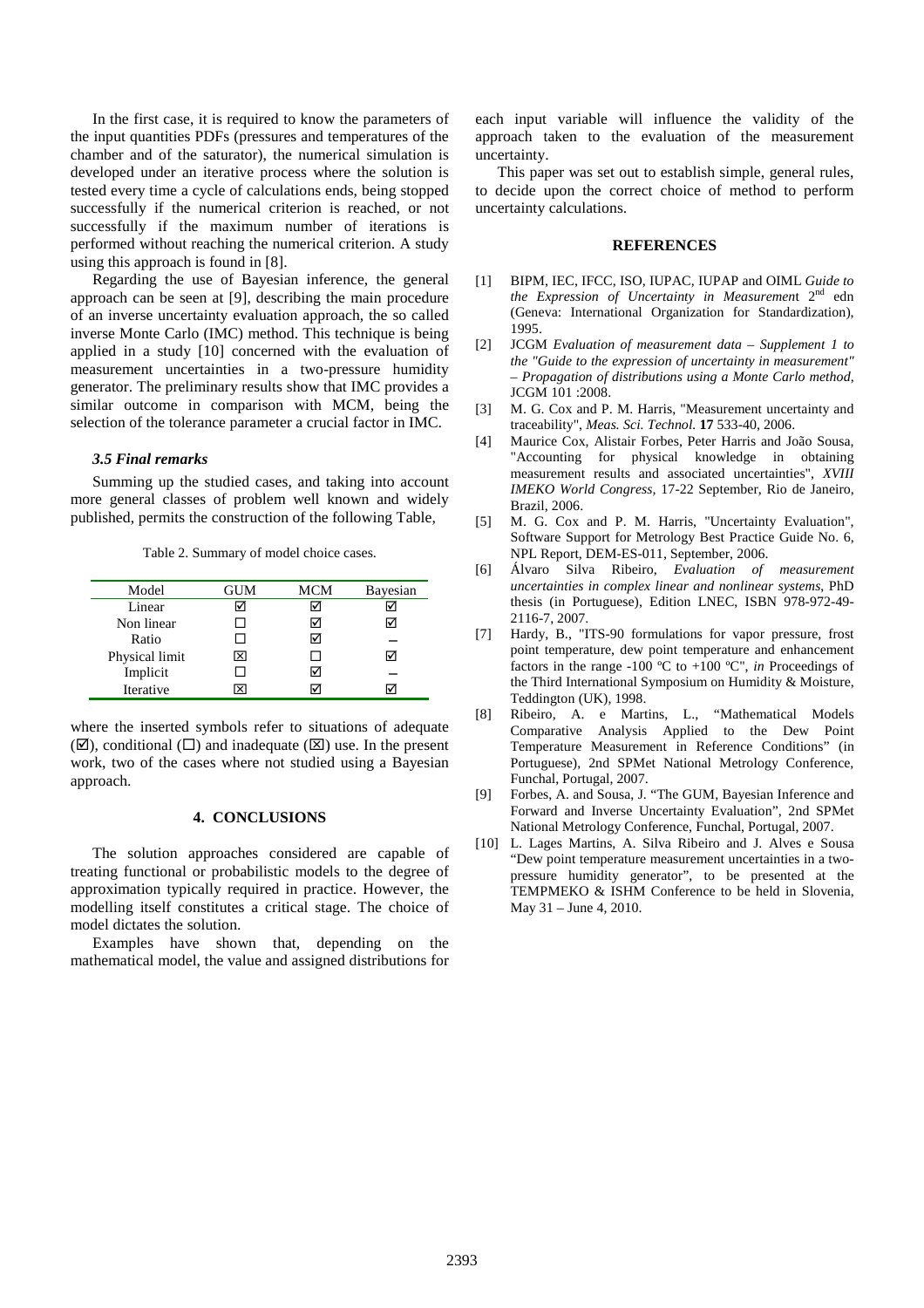In the first case, it is required to know the parameters of the input quantities PDFs (pressures and temperatures of the chamber and of the saturator), the numerical simulation is developed under an iterative process where the solution is tested every time a cycle of calculations ends, being stopped successfully if the numerical criterion is reached, or not successfully if the maximum number of iterations is performed without reaching the numerical criterion. A study using this approach is found in [8].

Regarding the use of Bayesian inference, the general approach can be seen at [9], describing the main procedure of an inverse uncertainty evaluation approach, the so called inverse Monte Carlo (IMC) method. This technique is being applied in a study [10] concerned with the evaluation of measurement uncertainties in a two-pressure humidity generator. The preliminary results show that IMC provides a similar outcome in comparison with MCM, being the selection of the tolerance parameter a crucial factor in IMC.

### *3.5 Final remarks*

Summing up the studied cases, and taking into account more general classes of problem well known and widely published, permits the construction of the following Table,

Table 2. Summary of model choice cases.

| Model | GUM | MCM | Bayesian |
|---|---|---|---|
| Linear | ☑ | ☑ | ☑ |
| Non linear | ☐ | ☑ | ☑ |
| Ratio | ☐ | ☑ | – |
| Physical limit | ☒ | ☐ | ☑ |
| Implicit | ☐ | ☑ | – |
| Iterative | ☒ | ☑ | ☑ |

where the inserted symbols refer to situations of adequate (☑), conditional (☐) and inadequate (☒) use. In the present work, two of the cases where not studied using a Bayesian approach.

## 4. CONCLUSIONS

The solution approaches considered are capable of treating functional or probabilistic models to the degree of approximation typically required in practice. However, the modelling itself constitutes a critical stage. The choice of model dictates the solution.

Examples have shown that, depending on the mathematical model, the value and assigned distributions for each input variable will influence the validity of the approach taken to the evaluation of the measurement uncertainty.

This paper was set out to establish simple, general rules, to decide upon the correct choice of method to perform uncertainty calculations.

## REFERENCES

[1] BIPM, IEC, IFCC, ISO, IUPAC, IUPAP and OIML *Guide to the Expression of Uncertainty in Measurement* 2nd edn (Geneva: International Organization for Standardization), 1995.

[2] JCGM *Evaluation of measurement data – Supplement 1 to the "Guide to the expression of uncertainty in measurement" – Propagation of distributions using a Monte Carlo method*, JCGM 101 :2008.

[3] M. G. Cox and P. M. Harris, "Measurement uncertainty and traceability", *Meas. Sci. Technol.* **17** 533-40, 2006.

[4] Maurice Cox, Alistair Forbes, Peter Harris and João Sousa, "Accounting for physical knowledge in obtaining measurement results and associated uncertainties", *XVIII IMEKO World Congress*, 17-22 September, Rio de Janeiro, Brazil, 2006.

[5] M. G. Cox and P. M. Harris, "Uncertainty Evaluation", Software Support for Metrology Best Practice Guide No. 6, NPL Report, DEM-ES-011, September, 2006.

[6] Álvaro Silva Ribeiro, *Evaluation of measurement uncertainties in complex linear and nonlinear systems*, PhD thesis (in Portuguese), Edition LNEC, ISBN 978-972-49-2116-7, 2007.

[7] Hardy, B., "ITS-90 formulations for vapor pressure, frost point temperature, dew point temperature and enhancement factors in the range -100 ºC to +100 ºC", *in* Proceedings of the Third International Symposium on Humidity & Moisture, Teddington (UK), 1998.

[8] Ribeiro, A. e Martins, L., "Mathematical Models Comparative Analysis Applied to the Dew Point Temperature Measurement in Reference Conditions" (in Portuguese), 2nd SPMet National Metrology Conference, Funchal, Portugal, 2007.

[9] Forbes, A. and Sousa, J. "The GUM, Bayesian Inference and Forward and Inverse Uncertainty Evaluation", 2nd SPMet National Metrology Conference, Funchal, Portugal, 2007.

[10] L. Lages Martins, A. Silva Ribeiro and J. Alves e Sousa "Dew point temperature measurement uncertainties in a two-pressure humidity generator", to be presented at the TEMPMEKO & ISHM Conference to be held in Slovenia, May 31 – June 4, 2010.